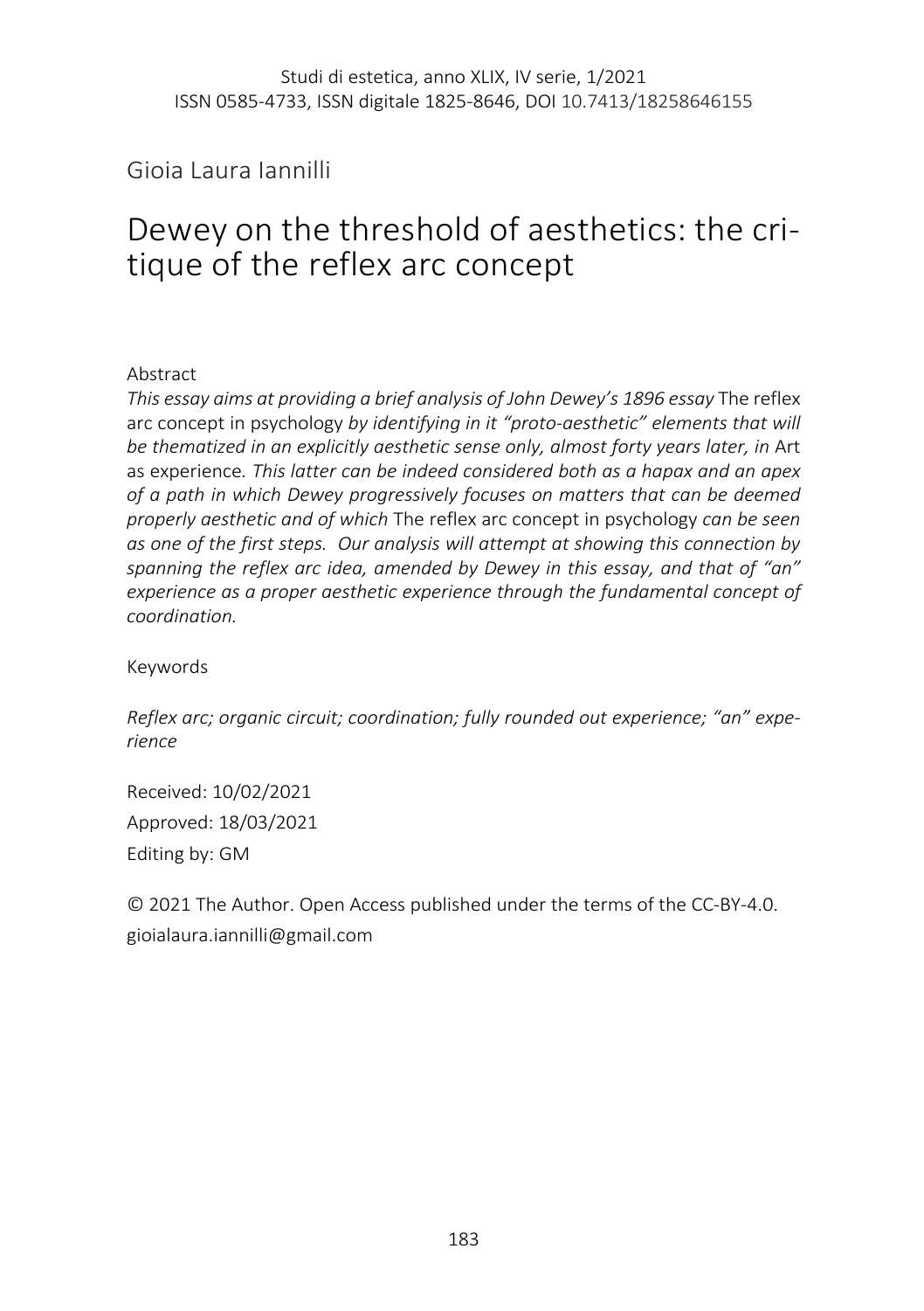Studi di estetica, anno XLIX, IV serie, 1/2021
ISSN 0585-4733, ISSN digitale 1825-8646, DOI 10.7413/18258646155

Gioia Laura Iannilli

# Dewey on the threshold of aesthetics: the critique of the reflex arc concept

Abstract

*This essay aims at providing a brief analysis of John Dewey's 1896 essay* The reflex arc concept in psychology *by identifying in it "proto-aesthetic" elements that will be thematized in an explicitly aesthetic sense only, almost forty years later, in* Art as experience*. This latter can be indeed considered both as a hapax and an apex of a path in which Dewey progressively focuses on matters that can be deemed properly aesthetic and of which* The reflex arc concept in psychology *can be seen as one of the first steps. Our analysis will attempt at showing this connection by spanning the reflex arc idea, amended by Dewey in this essay, and that of "an" experience as a proper aesthetic experience through the fundamental concept of coordination.*

Keywords

*Reflex arc; organic circuit; coordination; fully rounded out experience; "an" experience*

Received: 10/02/2021
Approved: 18/03/2021
Editing by: GM

© 2021 The Author. Open Access published under the terms of the CC-BY-4.0.
gioialaura.iannilli@gmail.com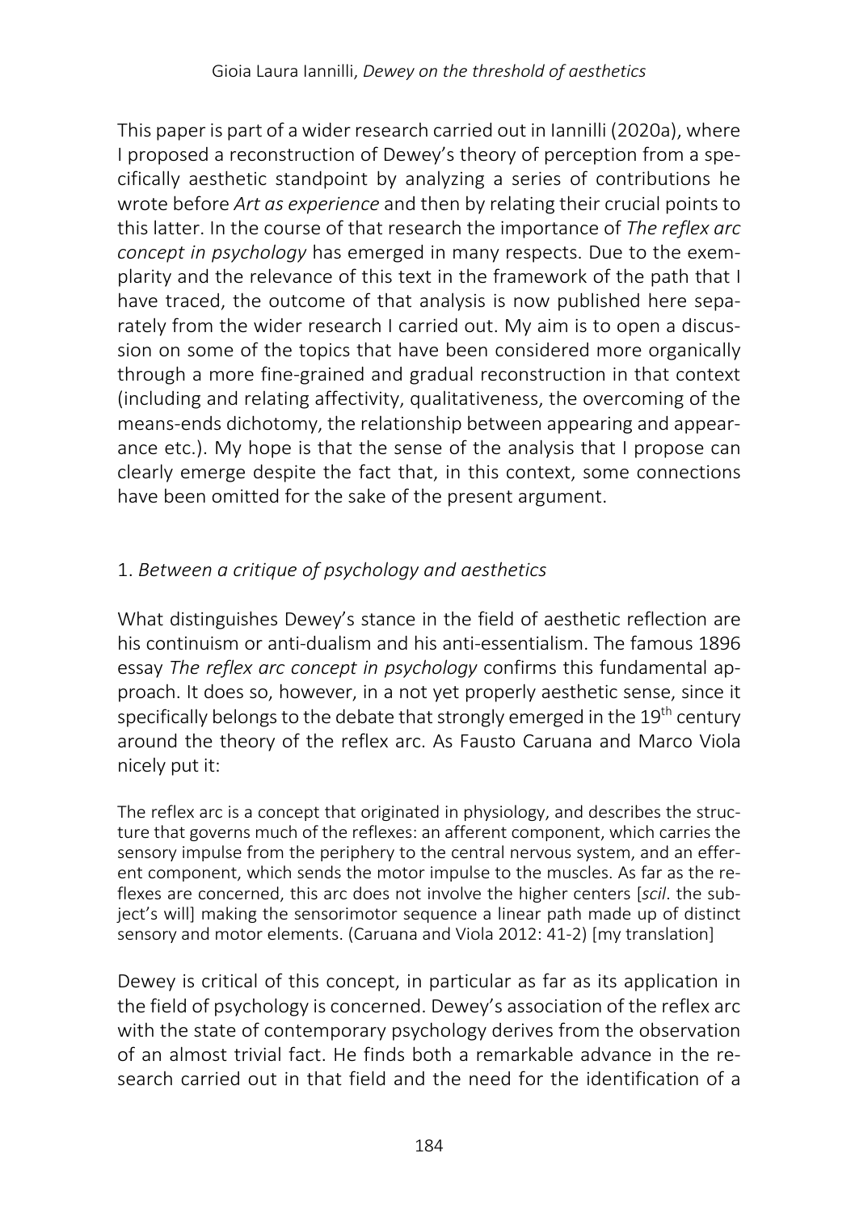This paper is part of a wider research carried out in Iannilli (2020a), where I proposed a reconstruction of Dewey's theory of perception from a specifically aesthetic standpoint by analyzing a series of contributions he wrote before *Art as experience* and then by relating their crucial points to this latter. In the course of that research the importance of *The reflex arc concept in psychology* has emerged in many respects. Due to the exemplarity and the relevance of this text in the framework of the path that I have traced, the outcome of that analysis is now published here separately from the wider research I carried out. My aim is to open a discussion on some of the topics that have been considered more organically through a more fine-grained and gradual reconstruction in that context (including and relating affectivity, qualitativeness, the overcoming of the means-ends dichotomy, the relationship between appearing and appearance etc.). My hope is that the sense of the analysis that I propose can clearly emerge despite the fact that, in this context, some connections have been omitted for the sake of the present argument.

## 1. *Between a critique of psychology and aesthetics*

What distinguishes Dewey's stance in the field of aesthetic reflection are his continuism or anti-dualism and his anti-essentialism. The famous 1896 essay *The reflex arc concept in psychology* confirms this fundamental approach. It does so, however, in a not yet properly aesthetic sense, since it specifically belongs to the debate that strongly emerged in the 19th century around the theory of the reflex arc. As Fausto Caruana and Marco Viola nicely put it:

> The reflex arc is a concept that originated in physiology, and describes the structure that governs much of the reflexes: an afferent component, which carries the sensory impulse from the periphery to the central nervous system, and an efferent component, which sends the motor impulse to the muscles. As far as the reflexes are concerned, this arc does not involve the higher centers [*scil*. the subject's will] making the sensorimotor sequence a linear path made up of distinct sensory and motor elements. (Caruana and Viola 2012: 41-2) [my translation]

Dewey is critical of this concept, in particular as far as its application in the field of psychology is concerned. Dewey's association of the reflex arc with the state of contemporary psychology derives from the observation of an almost trivial fact. He finds both a remarkable advance in the research carried out in that field and the need for the identification of a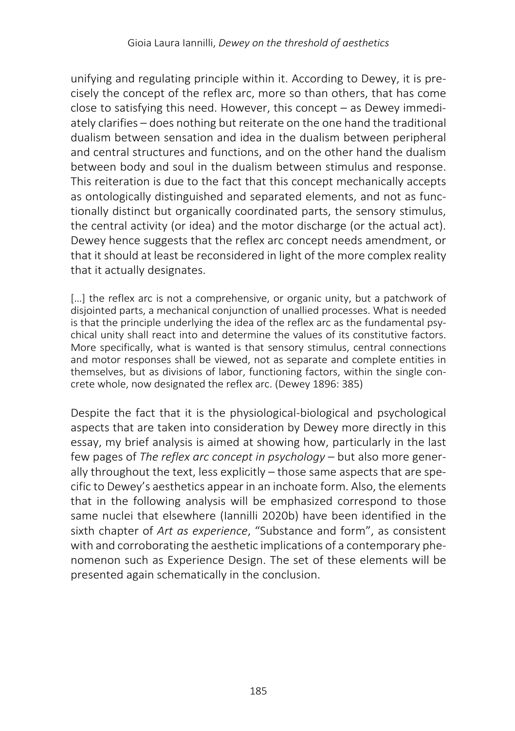unifying and regulating principle within it. According to Dewey, it is precisely the concept of the reflex arc, more so than others, that has come close to satisfying this need. However, this concept – as Dewey immediately clarifies – does nothing but reiterate on the one hand the traditional dualism between sensation and idea in the dualism between peripheral and central structures and functions, and on the other hand the dualism between body and soul in the dualism between stimulus and response. This reiteration is due to the fact that this concept mechanically accepts as ontologically distinguished and separated elements, and not as functionally distinct but organically coordinated parts, the sensory stimulus, the central activity (or idea) and the motor discharge (or the actual act). Dewey hence suggests that the reflex arc concept needs amendment, or that it should at least be reconsidered in light of the more complex reality that it actually designates.

> […] the reflex arc is not a comprehensive, or organic unity, but a patchwork of disjointed parts, a mechanical conjunction of unallied processes. What is needed is that the principle underlying the idea of the reflex arc as the fundamental psychical unity shall react into and determine the values of its constitutive factors. More specifically, what is wanted is that sensory stimulus, central connections and motor responses shall be viewed, not as separate and complete entities in themselves, but as divisions of labor, functioning factors, within the single concrete whole, now designated the reflex arc. (Dewey 1896: 385)

Despite the fact that it is the physiological-biological and psychological aspects that are taken into consideration by Dewey more directly in this essay, my brief analysis is aimed at showing how, particularly in the last few pages of *The reflex arc concept in psychology* – but also more generally throughout the text, less explicitly – those same aspects that are specific to Dewey's aesthetics appear in an inchoate form. Also, the elements that in the following analysis will be emphasized correspond to those same nuclei that elsewhere (Iannilli 2020b) have been identified in the sixth chapter of *Art as experience*, "Substance and form", as consistent with and corroborating the aesthetic implications of a contemporary phenomenon such as Experience Design. The set of these elements will be presented again schematically in the conclusion.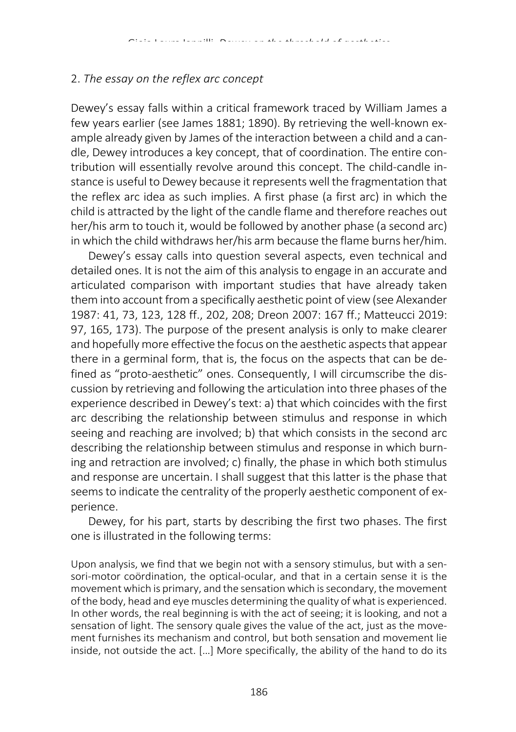## 2. *The essay on the reflex arc concept*

Dewey's essay falls within a critical framework traced by William James a few years earlier (see James 1881; 1890). By retrieving the well-known example already given by James of the interaction between a child and a candle, Dewey introduces a key concept, that of coordination. The entire contribution will essentially revolve around this concept. The child-candle instance is useful to Dewey because it represents well the fragmentation that the reflex arc idea as such implies. A first phase (a first arc) in which the child is attracted by the light of the candle flame and therefore reaches out her/his arm to touch it, would be followed by another phase (a second arc) in which the child withdraws her/his arm because the flame burns her/him.

Dewey's essay calls into question several aspects, even technical and detailed ones. It is not the aim of this analysis to engage in an accurate and articulated comparison with important studies that have already taken them into account from a specifically aesthetic point of view (see Alexander 1987: 41, 73, 123, 128 ff., 202, 208; Dreon 2007: 167 ff.; Matteucci 2019: 97, 165, 173). The purpose of the present analysis is only to make clearer and hopefully more effective the focus on the aesthetic aspects that appear there in a germinal form, that is, the focus on the aspects that can be defined as "proto-aesthetic" ones. Consequently, I will circumscribe the discussion by retrieving and following the articulation into three phases of the experience described in Dewey's text: a) that which coincides with the first arc describing the relationship between stimulus and response in which seeing and reaching are involved; b) that which consists in the second arc describing the relationship between stimulus and response in which burning and retraction are involved; c) finally, the phase in which both stimulus and response are uncertain. I shall suggest that this latter is the phase that seems to indicate the centrality of the properly aesthetic component of experience.

Dewey, for his part, starts by describing the first two phases. The first one is illustrated in the following terms:

> Upon analysis, we find that we begin not with a sensory stimulus, but with a sensori-motor coördination, the optical-ocular, and that in a certain sense it is the movement which is primary, and the sensation which is secondary, the movement of the body, head and eye muscles determining the quality of what is experienced. In other words, the real beginning is with the act of seeing; it is looking, and not a sensation of light. The sensory quale gives the value of the act, just as the movement furnishes its mechanism and control, but both sensation and movement lie inside, not outside the act. […] More specifically, the ability of the hand to do its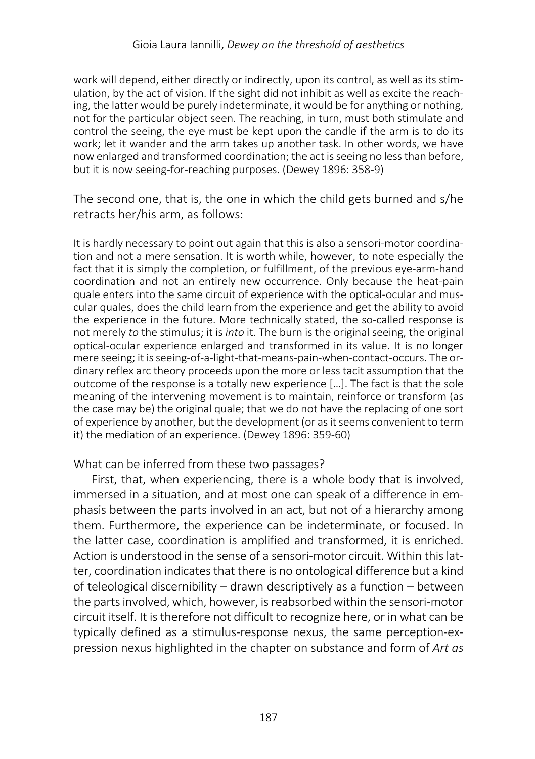> work will depend, either directly or indirectly, upon its control, as well as its stimulation, by the act of vision. If the sight did not inhibit as well as excite the reaching, the latter would be purely indeterminate, it would be for anything or nothing, not for the particular object seen. The reaching, in turn, must both stimulate and control the seeing, the eye must be kept upon the candle if the arm is to do its work; let it wander and the arm takes up another task. In other words, we have now enlarged and transformed coordination; the act is seeing no less than before, but it is now seeing-for-reaching purposes. (Dewey 1896: 358-9)

The second one, that is, the one in which the child gets burned and s/he retracts her/his arm, as follows:

> It is hardly necessary to point out again that this is also a sensori-motor coordination and not a mere sensation. It is worth while, however, to note especially the fact that it is simply the completion, or fulfillment, of the previous eye-arm-hand coordination and not an entirely new occurrence. Only because the heat-pain quale enters into the same circuit of experience with the optical-ocular and muscular quales, does the child learn from the experience and get the ability to avoid the experience in the future. More technically stated, the so-called response is not merely *to* the stimulus; it is *into* it. The burn is the original seeing, the original optical-ocular experience enlarged and transformed in its value. It is no longer mere seeing; it is seeing-of-a-light-that-means-pain-when-contact-occurs. The ordinary reflex arc theory proceeds upon the more or less tacit assumption that the outcome of the response is a totally new experience [...]. The fact is that the sole meaning of the intervening movement is to maintain, reinforce or transform (as the case may be) the original quale; that we do not have the replacing of one sort of experience by another, but the development (or as it seems convenient to term it) the mediation of an experience. (Dewey 1896: 359-60)

What can be inferred from these two passages?

First, that, when experiencing, there is a whole body that is involved, immersed in a situation, and at most one can speak of a difference in emphasis between the parts involved in an act, but not of a hierarchy among them. Furthermore, the experience can be indeterminate, or focused. In the latter case, coordination is amplified and transformed, it is enriched. Action is understood in the sense of a sensori-motor circuit. Within this latter, coordination indicates that there is no ontological difference but a kind of teleological discernibility – drawn descriptively as a function – between the parts involved, which, however, is reabsorbed within the sensori-motor circuit itself. It is therefore not difficult to recognize here, or in what can be typically defined as a stimulus-response nexus, the same perception-expression nexus highlighted in the chapter on substance and form of *Art as*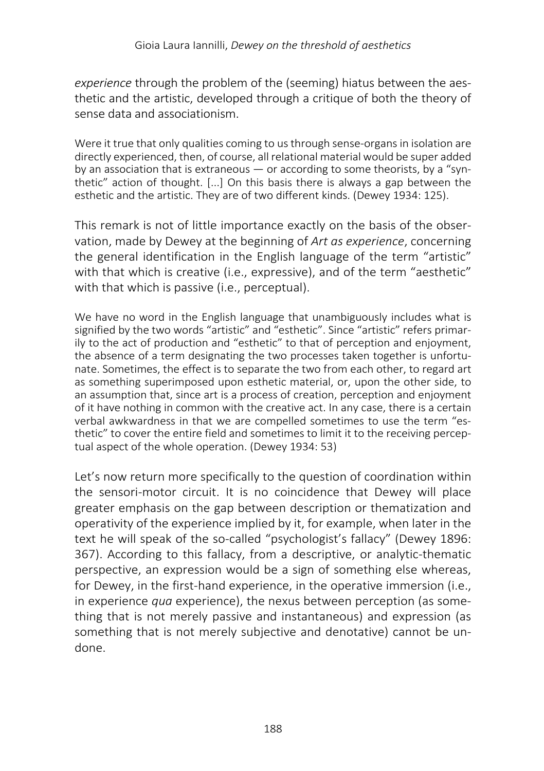*experience* through the problem of the (seeming) hiatus between the aesthetic and the artistic, developed through a critique of both the theory of sense data and associationism.

> Were it true that only qualities coming to us through sense-organs in isolation are directly experienced, then, of course, all relational material would be super added by an association that is extraneous — or according to some theorists, by a "synthetic" action of thought. [...] On this basis there is always a gap between the esthetic and the artistic. They are of two different kinds. (Dewey 1934: 125).

This remark is not of little importance exactly on the basis of the observation, made by Dewey at the beginning of *Art as experience*, concerning the general identification in the English language of the term "artistic" with that which is creative (i.e., expressive), and of the term "aesthetic" with that which is passive (i.e., perceptual).

> We have no word in the English language that unambiguously includes what is signified by the two words "artistic" and "esthetic". Since "artistic" refers primarily to the act of production and "esthetic" to that of perception and enjoyment, the absence of a term designating the two processes taken together is unfortunate. Sometimes, the effect is to separate the two from each other, to regard art as something superimposed upon esthetic material, or, upon the other side, to an assumption that, since art is a process of creation, perception and enjoyment of it have nothing in common with the creative act. In any case, there is a certain verbal awkwardness in that we are compelled sometimes to use the term "esthetic" to cover the entire field and sometimes to limit it to the receiving perceptual aspect of the whole operation. (Dewey 1934: 53)

Let's now return more specifically to the question of coordination within the sensori-motor circuit. It is no coincidence that Dewey will place greater emphasis on the gap between description or thematization and operativity of the experience implied by it, for example, when later in the text he will speak of the so-called "psychologist's fallacy" (Dewey 1896: 367). According to this fallacy, from a descriptive, or analytic-thematic perspective, an expression would be a sign of something else whereas, for Dewey, in the first-hand experience, in the operative immersion (i.e., in experience *qua* experience), the nexus between perception (as something that is not merely passive and instantaneous) and expression (as something that is not merely subjective and denotative) cannot be undone.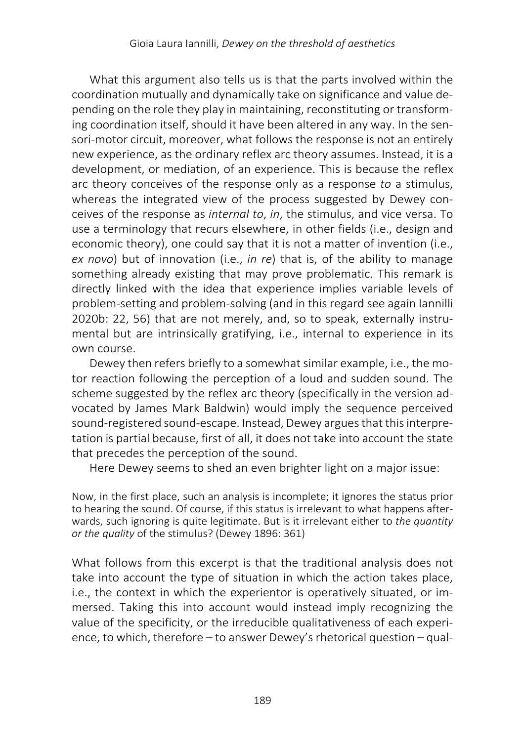What this argument also tells us is that the parts involved within the coordination mutually and dynamically take on significance and value depending on the role they play in maintaining, reconstituting or transforming coordination itself, should it have been altered in any way. In the sensori-motor circuit, moreover, what follows the response is not an entirely new experience, as the ordinary reflex arc theory assumes. Instead, it is a development, or mediation, of an experience. This is because the reflex arc theory conceives of the response only as a response *to* a stimulus, whereas the integrated view of the process suggested by Dewey conceives of the response as *internal to*, *in*, the stimulus, and vice versa. To use a terminology that recurs elsewhere, in other fields (i.e., design and economic theory), one could say that it is not a matter of invention (i.e., *ex novo*) but of innovation (i.e., *in re*) that is, of the ability to manage something already existing that may prove problematic. This remark is directly linked with the idea that experience implies variable levels of problem-setting and problem-solving (and in this regard see again Iannilli 2020b: 22, 56) that are not merely, and, so to speak, externally instrumental but are intrinsically gratifying, i.e., internal to experience in its own course.

Dewey then refers briefly to a somewhat similar example, i.e., the motor reaction following the perception of a loud and sudden sound. The scheme suggested by the reflex arc theory (specifically in the version advocated by James Mark Baldwin) would imply the sequence perceived sound-registered sound-escape. Instead, Dewey argues that this interpretation is partial because, first of all, it does not take into account the state that precedes the perception of the sound.

Here Dewey seems to shed an even brighter light on a major issue:

> Now, in the first place, such an analysis is incomplete; it ignores the status prior to hearing the sound. Of course, if this status is irrelevant to what happens afterwards, such ignoring is quite legitimate. But is it irrelevant either to *the quantity or the quality* of the stimulus? (Dewey 1896: 361)

What follows from this excerpt is that the traditional analysis does not take into account the type of situation in which the action takes place, i.e., the context in which the experientor is operatively situated, or immersed. Taking this into account would instead imply recognizing the value of the specificity, or the irreducible qualitativeness of each experience, to which, therefore – to answer Dewey's rhetorical question – qual-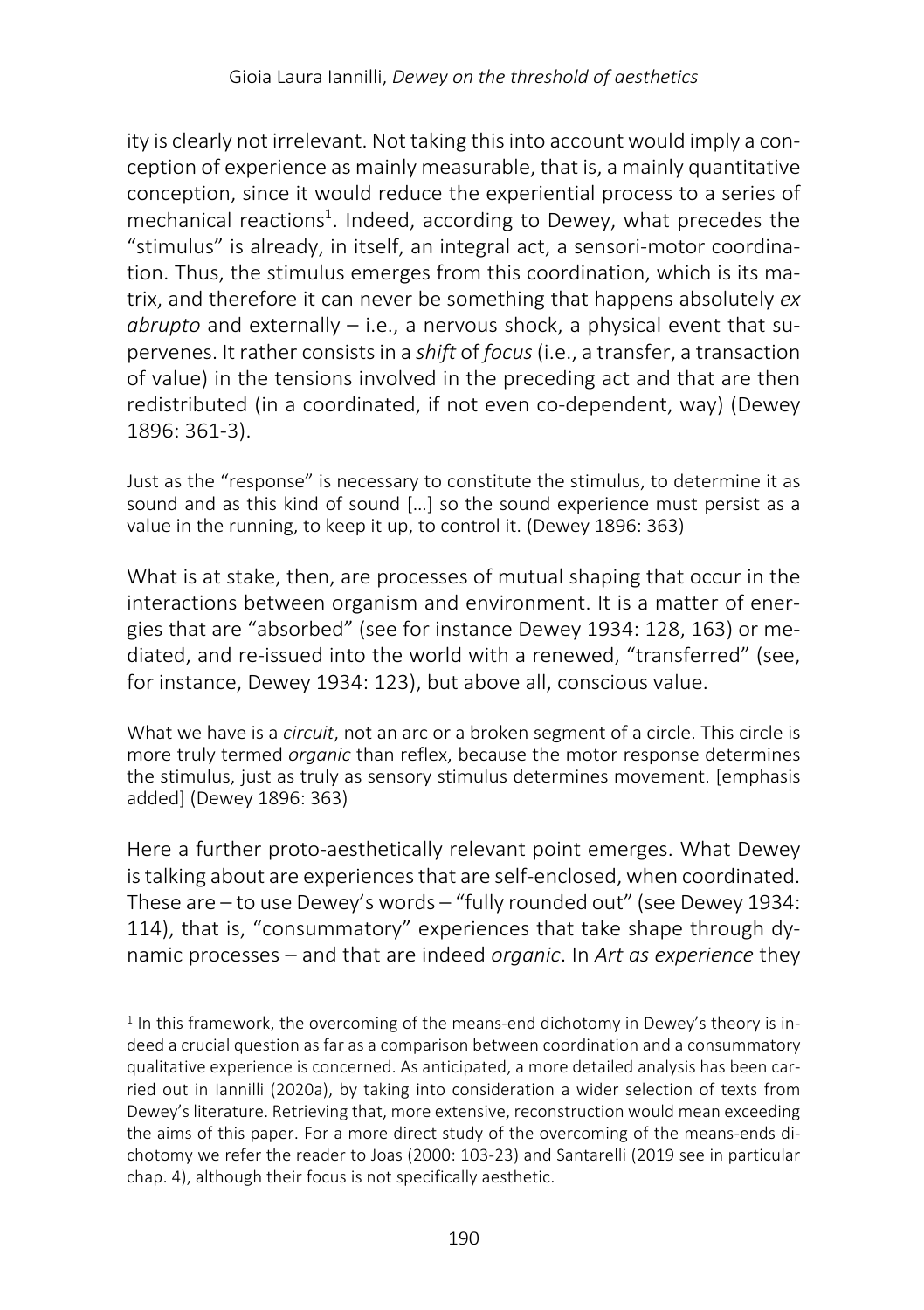ity is clearly not irrelevant. Not taking this into account would imply a conception of experience as mainly measurable, that is, a mainly quantitative conception, since it would reduce the experiential process to a series of mechanical reactions[1]. Indeed, according to Dewey, what precedes the "stimulus" is already, in itself, an integral act, a sensori-motor coordination. Thus, the stimulus emerges from this coordination, which is its matrix, and therefore it can never be something that happens absolutely *ex abrupto* and externally – i.e., a nervous shock, a physical event that supervenes. It rather consists in a *shift* of *focus* (i.e., a transfer, a transaction of value) in the tensions involved in the preceding act and that are then redistributed (in a coordinated, if not even co-dependent, way) (Dewey 1896: 361-3).

> Just as the "response" is necessary to constitute the stimulus, to determine it as sound and as this kind of sound […] so the sound experience must persist as a value in the running, to keep it up, to control it. (Dewey 1896: 363)

What is at stake, then, are processes of mutual shaping that occur in the interactions between organism and environment. It is a matter of energies that are "absorbed" (see for instance Dewey 1934: 128, 163) or mediated, and re-issued into the world with a renewed, "transferred" (see, for instance, Dewey 1934: 123), but above all, conscious value.

> What we have is a *circuit*, not an arc or a broken segment of a circle. This circle is more truly termed *organic* than reflex, because the motor response determines the stimulus, just as truly as sensory stimulus determines movement. [emphasis added] (Dewey 1896: 363)

Here a further proto-aesthetically relevant point emerges. What Dewey is talking about are experiences that are self-enclosed, when coordinated. These are – to use Dewey's words – "fully rounded out" (see Dewey 1934: 114), that is, "consummatory" experiences that take shape through dynamic processes – and that are indeed *organic*. In *Art as experience* they

[1] In this framework, the overcoming of the means-end dichotomy in Dewey's theory is indeed a crucial question as far as a comparison between coordination and a consummatory qualitative experience is concerned. As anticipated, a more detailed analysis has been carried out in Iannilli (2020a), by taking into consideration a wider selection of texts from Dewey's literature. Retrieving that, more extensive, reconstruction would mean exceeding the aims of this paper. For a more direct study of the overcoming of the means-ends dichotomy we refer the reader to Joas (2000: 103-23) and Santarelli (2019 see in particular chap. 4), although their focus is not specifically aesthetic.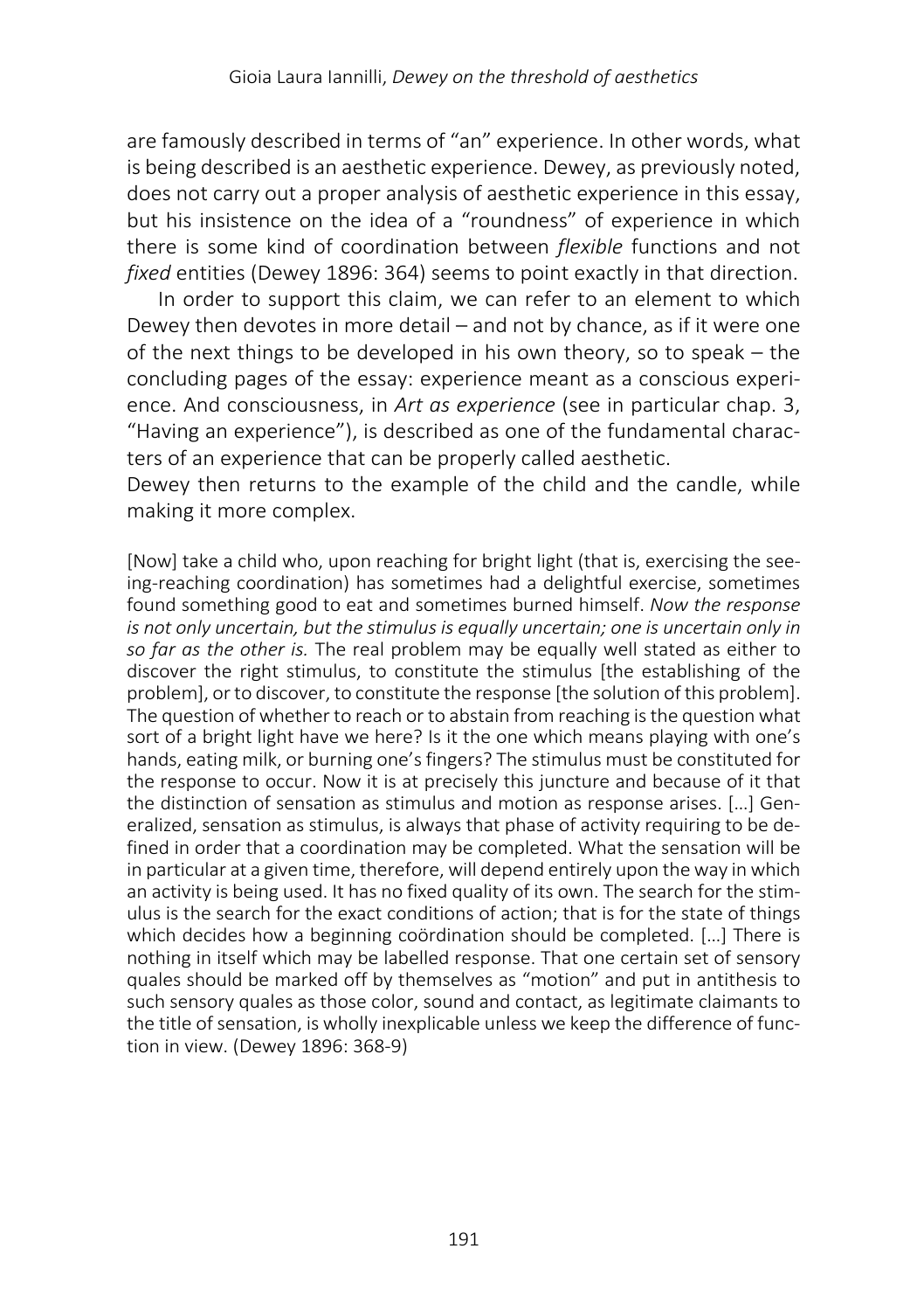are famously described in terms of "an" experience. In other words, what is being described is an aesthetic experience. Dewey, as previously noted, does not carry out a proper analysis of aesthetic experience in this essay, but his insistence on the idea of a "roundness" of experience in which there is some kind of coordination between *flexible* functions and not *fixed* entities (Dewey 1896: 364) seems to point exactly in that direction.

In order to support this claim, we can refer to an element to which Dewey then devotes in more detail – and not by chance, as if it were one of the next things to be developed in his own theory, so to speak – the concluding pages of the essay: experience meant as a conscious experience. And consciousness, in *Art as experience* (see in particular chap. 3, "Having an experience"), is described as one of the fundamental characters of an experience that can be properly called aesthetic.

Dewey then returns to the example of the child and the candle, while making it more complex.

> [Now] take a child who, upon reaching for bright light (that is, exercising the seeing-reaching coordination) has sometimes had a delightful exercise, sometimes found something good to eat and sometimes burned himself. *Now the response is not only uncertain, but the stimulus is equally uncertain; one is uncertain only in so far as the other is.* The real problem may be equally well stated as either to discover the right stimulus, to constitute the stimulus [the establishing of the problem], or to discover, to constitute the response [the solution of this problem]. The question of whether to reach or to abstain from reaching is the question what sort of a bright light have we here? Is it the one which means playing with one's hands, eating milk, or burning one's fingers? The stimulus must be constituted for the response to occur. Now it is at precisely this juncture and because of it that the distinction of sensation as stimulus and motion as response arises. [...] Generalized, sensation as stimulus, is always that phase of activity requiring to be defined in order that a coordination may be completed. What the sensation will be in particular at a given time, therefore, will depend entirely upon the way in which an activity is being used. It has no fixed quality of its own. The search for the stimulus is the search for the exact conditions of action; that is for the state of things which decides how a beginning coördination should be completed. [...] There is nothing in itself which may be labelled response. That one certain set of sensory quales should be marked off by themselves as "motion" and put in antithesis to such sensory quales as those color, sound and contact, as legitimate claimants to the title of sensation, is wholly inexplicable unless we keep the difference of function in view. (Dewey 1896: 368-9)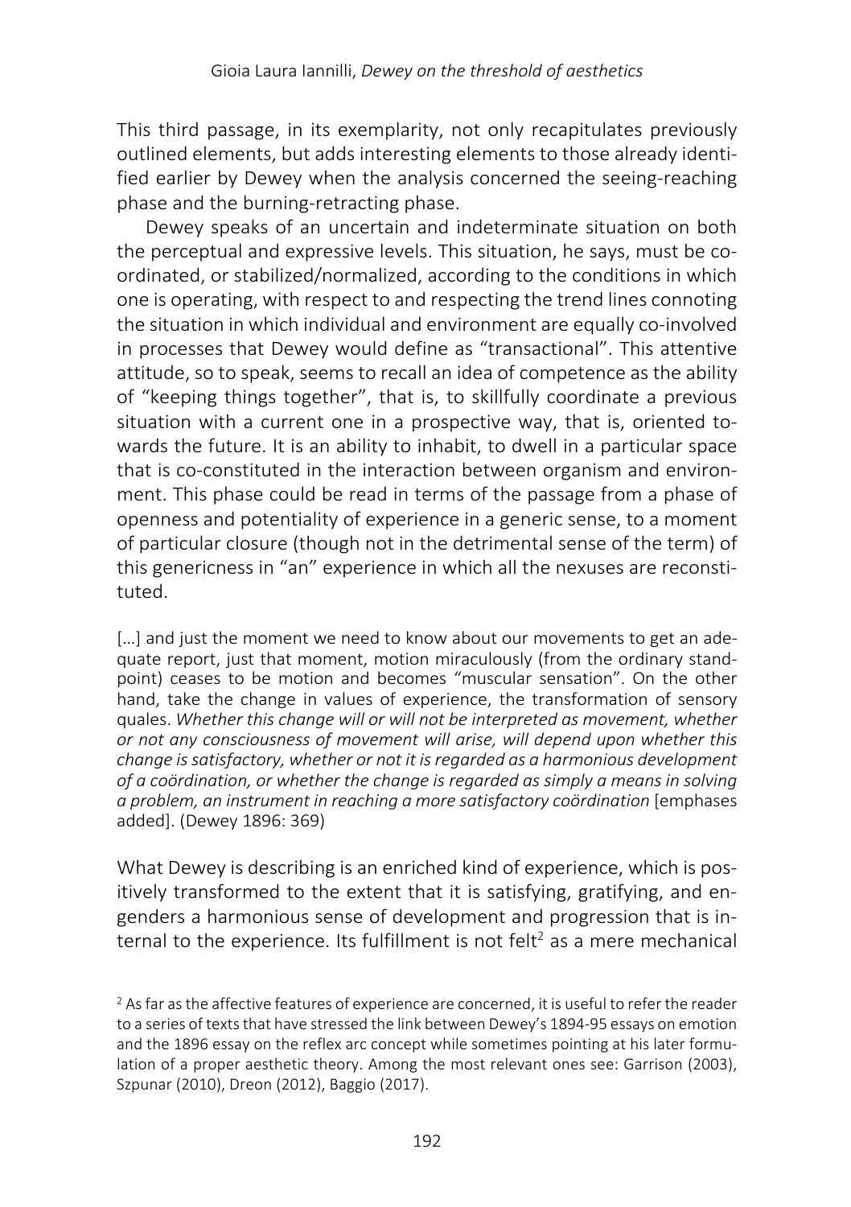This third passage, in its exemplarity, not only recapitulates previously outlined elements, but adds interesting elements to those already identified earlier by Dewey when the analysis concerned the seeing-reaching phase and the burning-retracting phase.

Dewey speaks of an uncertain and indeterminate situation on both the perceptual and expressive levels. This situation, he says, must be coordinated, or stabilized/normalized, according to the conditions in which one is operating, with respect to and respecting the trend lines connoting the situation in which individual and environment are equally co-involved in processes that Dewey would define as "transactional". This attentive attitude, so to speak, seems to recall an idea of competence as the ability of "keeping things together", that is, to skillfully coordinate a previous situation with a current one in a prospective way, that is, oriented towards the future. It is an ability to inhabit, to dwell in a particular space that is co-constituted in the interaction between organism and environment. This phase could be read in terms of the passage from a phase of openness and potentiality of experience in a generic sense, to a moment of particular closure (though not in the detrimental sense of the term) of this genericness in "an" experience in which all the nexuses are reconstituted.

> […] and just the moment we need to know about our movements to get an adequate report, just that moment, motion miraculously (from the ordinary standpoint) ceases to be motion and becomes "muscular sensation". On the other hand, take the change in values of experience, the transformation of sensory quales. *Whether this change will or will not be interpreted as movement, whether or not any consciousness of movement will arise, will depend upon whether this change is satisfactory, whether or not it is regarded as a harmonious development of a coördination, or whether the change is regarded as simply a means in solving a problem, an instrument in reaching a more satisfactory coördination* [emphases added]. (Dewey 1896: 369)

What Dewey is describing is an enriched kind of experience, which is positively transformed to the extent that it is satisfying, gratifying, and engenders a harmonious sense of development and progression that is internal to the experience. Its fulfillment is not felt[2] as a mere mechanical

[2] As far as the affective features of experience are concerned, it is useful to refer the reader to a series of texts that have stressed the link between Dewey's 1894-95 essays on emotion and the 1896 essay on the reflex arc concept while sometimes pointing at his later formulation of a proper aesthetic theory. Among the most relevant ones see: Garrison (2003), Szpunar (2010), Dreon (2012), Baggio (2017).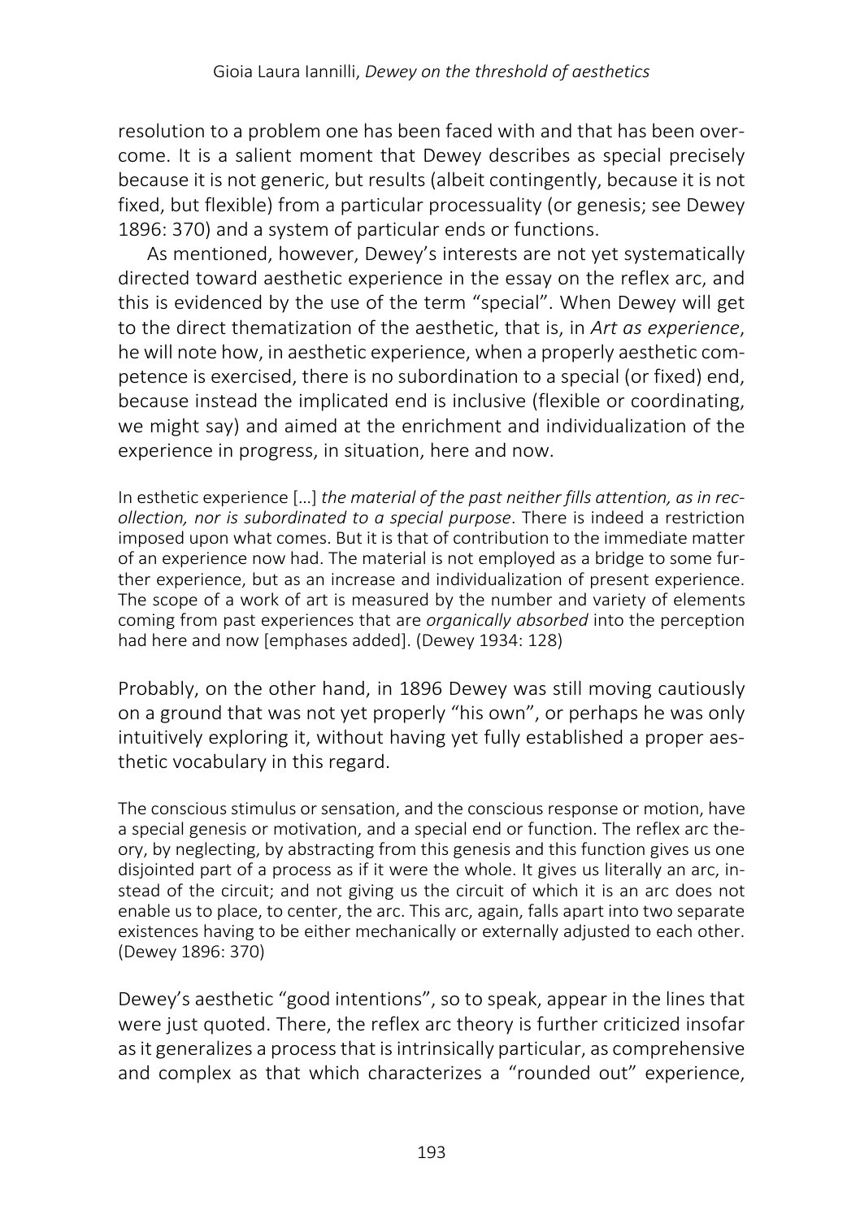resolution to a problem one has been faced with and that has been overcome. It is a salient moment that Dewey describes as special precisely because it is not generic, but results (albeit contingently, because it is not fixed, but flexible) from a particular processuality (or genesis; see Dewey 1896: 370) and a system of particular ends or functions.

As mentioned, however, Dewey's interests are not yet systematically directed toward aesthetic experience in the essay on the reflex arc, and this is evidenced by the use of the term "special". When Dewey will get to the direct thematization of the aesthetic, that is, in *Art as experience*, he will note how, in aesthetic experience, when a properly aesthetic competence is exercised, there is no subordination to a special (or fixed) end, because instead the implicated end is inclusive (flexible or coordinating, we might say) and aimed at the enrichment and individualization of the experience in progress, in situation, here and now.

> In esthetic experience […] *the material of the past neither fills attention, as in recollection, nor is subordinated to a special purpose*. There is indeed a restriction imposed upon what comes. But it is that of contribution to the immediate matter of an experience now had. The material is not employed as a bridge to some further experience, but as an increase and individualization of present experience. The scope of a work of art is measured by the number and variety of elements coming from past experiences that are *organically absorbed* into the perception had here and now [emphases added]. (Dewey 1934: 128)

Probably, on the other hand, in 1896 Dewey was still moving cautiously on a ground that was not yet properly "his own", or perhaps he was only intuitively exploring it, without having yet fully established a proper aesthetic vocabulary in this regard.

> The conscious stimulus or sensation, and the conscious response or motion, have a special genesis or motivation, and a special end or function. The reflex arc theory, by neglecting, by abstracting from this genesis and this function gives us one disjointed part of a process as if it were the whole. It gives us literally an arc, instead of the circuit; and not giving us the circuit of which it is an arc does not enable us to place, to center, the arc. This arc, again, falls apart into two separate existences having to be either mechanically or externally adjusted to each other. (Dewey 1896: 370)

Dewey's aesthetic "good intentions", so to speak, appear in the lines that were just quoted. There, the reflex arc theory is further criticized insofar as it generalizes a process that is intrinsically particular, as comprehensive and complex as that which characterizes a "rounded out" experience,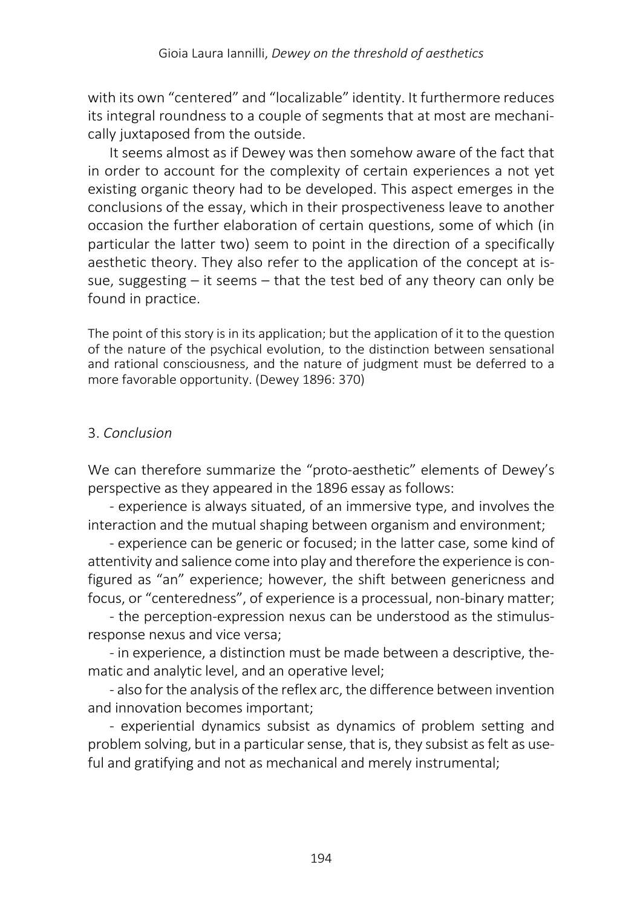with its own "centered" and "localizable" identity. It furthermore reduces its integral roundness to a couple of segments that at most are mechanically juxtaposed from the outside.

It seems almost as if Dewey was then somehow aware of the fact that in order to account for the complexity of certain experiences a not yet existing organic theory had to be developed. This aspect emerges in the conclusions of the essay, which in their prospectiveness leave to another occasion the further elaboration of certain questions, some of which (in particular the latter two) seem to point in the direction of a specifically aesthetic theory. They also refer to the application of the concept at issue, suggesting – it seems – that the test bed of any theory can only be found in practice.

> The point of this story is in its application; but the application of it to the question of the nature of the psychical evolution, to the distinction between sensational and rational consciousness, and the nature of judgment must be deferred to a more favorable opportunity. (Dewey 1896: 370)

## 3. *Conclusion*

We can therefore summarize the "proto-aesthetic" elements of Dewey's perspective as they appeared in the 1896 essay as follows:

- experience is always situated, of an immersive type, and involves the interaction and the mutual shaping between organism and environment;
- experience can be generic or focused; in the latter case, some kind of attentivity and salience come into play and therefore the experience is configured as "an" experience; however, the shift between genericness and focus, or "centeredness", of experience is a processual, non-binary matter;
- the perception-expression nexus can be understood as the stimulus-response nexus and vice versa;
- in experience, a distinction must be made between a descriptive, thematic and analytic level, and an operative level;
- also for the analysis of the reflex arc, the difference between invention and innovation becomes important;
- experiential dynamics subsist as dynamics of problem setting and problem solving, but in a particular sense, that is, they subsist as felt as useful and gratifying and not as mechanical and merely instrumental;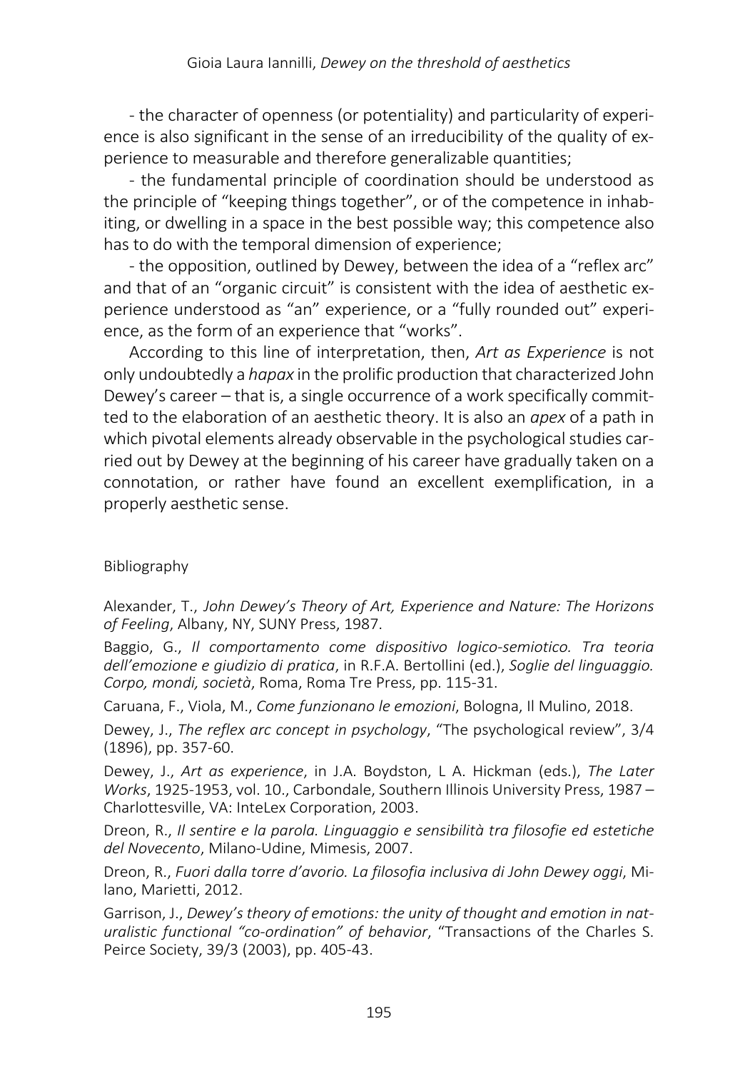- the character of openness (or potentiality) and particularity of experience is also significant in the sense of an irreducibility of the quality of experience to measurable and therefore generalizable quantities;

- the fundamental principle of coordination should be understood as the principle of "keeping things together", or of the competence in inhabiting, or dwelling in a space in the best possible way; this competence also has to do with the temporal dimension of experience;

- the opposition, outlined by Dewey, between the idea of a "reflex arc" and that of an "organic circuit" is consistent with the idea of aesthetic experience understood as "an" experience, or a "fully rounded out" experience, as the form of an experience that "works".

According to this line of interpretation, then, *Art as Experience* is not only undoubtedly a *hapax* in the prolific production that characterized John Dewey's career – that is, a single occurrence of a work specifically committed to the elaboration of an aesthetic theory. It is also an *apex* of a path in which pivotal elements already observable in the psychological studies carried out by Dewey at the beginning of his career have gradually taken on a connotation, or rather have found an excellent exemplification, in a properly aesthetic sense.

Bibliography

Alexander, T., *John Dewey's Theory of Art, Experience and Nature: The Horizons of Feeling*, Albany, NY, SUNY Press, 1987.

Baggio, G., *Il comportamento come dispositivo logico-semiotico. Tra teoria dell'emozione e giudizio di pratica*, in R.F.A. Bertollini (ed.), *Soglie del linguaggio. Corpo, mondi, società*, Roma, Roma Tre Press, pp. 115-31.

Caruana, F., Viola, M., *Come funzionano le emozioni*, Bologna, Il Mulino, 2018.

Dewey, J., *The reflex arc concept in psychology*, "The psychological review", 3/4 (1896), pp. 357-60.

Dewey, J., *Art as experience*, in J.A. Boydston, L A. Hickman (eds.), *The Later Works*, 1925-1953, vol. 10., Carbondale, Southern Illinois University Press, 1987 – Charlottesville, VA: InteLex Corporation, 2003.

Dreon, R., *Il sentire e la parola. Linguaggio e sensibilità tra filosofie ed estetiche del Novecento*, Milano-Udine, Mimesis, 2007.

Dreon, R., *Fuori dalla torre d'avorio. La filosofia inclusiva di John Dewey oggi*, Milano, Marietti, 2012.

Garrison, J., *Dewey's theory of emotions: the unity of thought and emotion in naturalistic functional "co-ordination" of behavior*, "Transactions of the Charles S. Peirce Society, 39/3 (2003), pp. 405-43.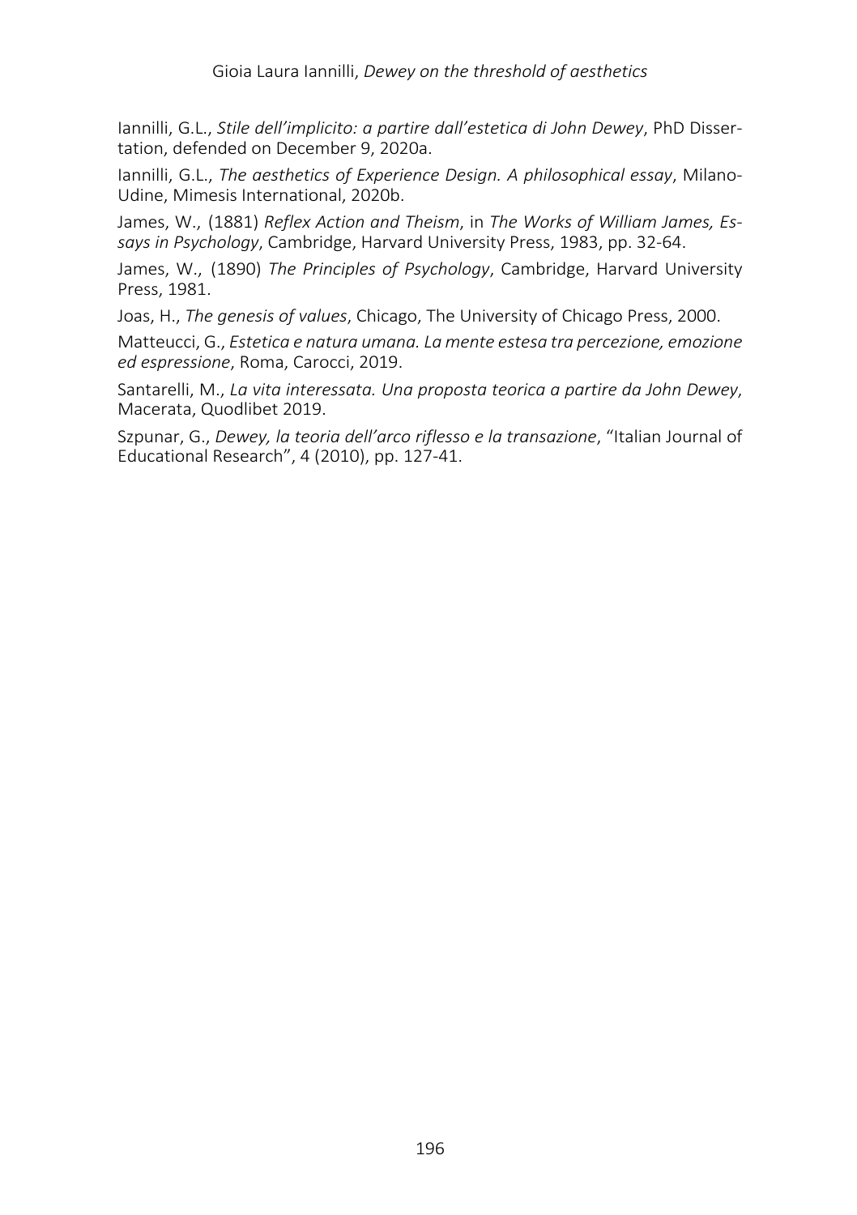Iannilli, G.L., *Stile dell'implicito: a partire dall'estetica di John Dewey*, PhD Dissertation, defended on December 9, 2020a.

Iannilli, G.L., *The aesthetics of Experience Design. A philosophical essay*, Milano-Udine, Mimesis International, 2020b.

James, W., (1881) *Reflex Action and Theism*, in *The Works of William James, Essays in Psychology*, Cambridge, Harvard University Press, 1983, pp. 32-64.

James, W., (1890) *The Principles of Psychology*, Cambridge, Harvard University Press, 1981.

Joas, H., *The genesis of values*, Chicago, The University of Chicago Press, 2000.

Matteucci, G., *Estetica e natura umana. La mente estesa tra percezione, emozione ed espressione*, Roma, Carocci, 2019.

Santarelli, M., *La vita interessata. Una proposta teorica a partire da John Dewey*, Macerata, Quodlibet 2019.

Szpunar, G., *Dewey, la teoria dell'arco riflesso e la transazione*, "Italian Journal of Educational Research", 4 (2010), pp. 127-41.